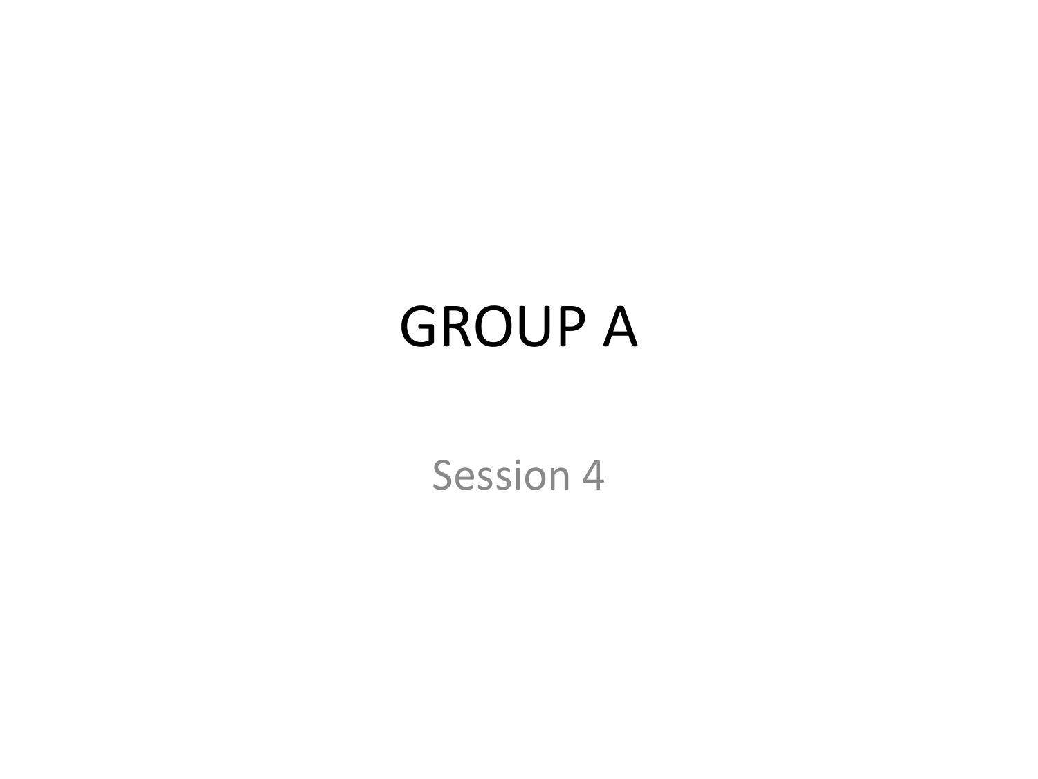# GROUP A

Session 4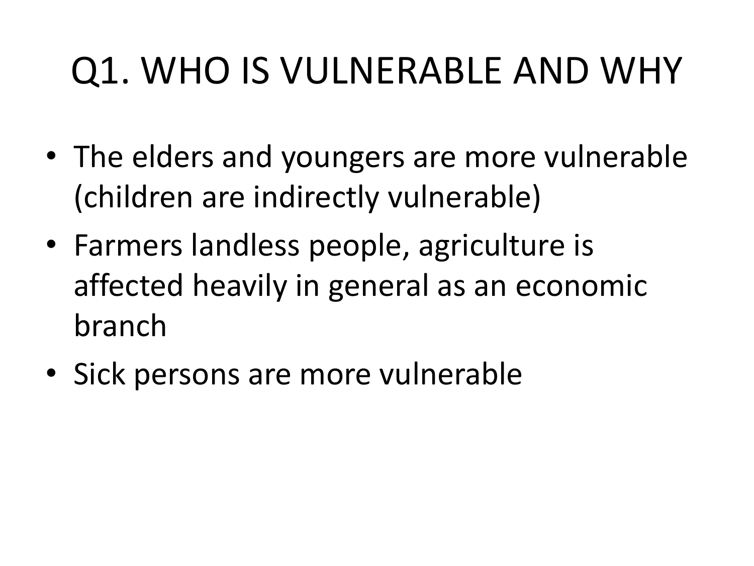# Q1. WHO IS VULNERABLE AND WHY

- The elders and youngers are more vulnerable (children are indirectly vulnerable)
- Farmers landless people, agriculture is affected heavily in general as an economic branch
- Sick persons are more vulnerable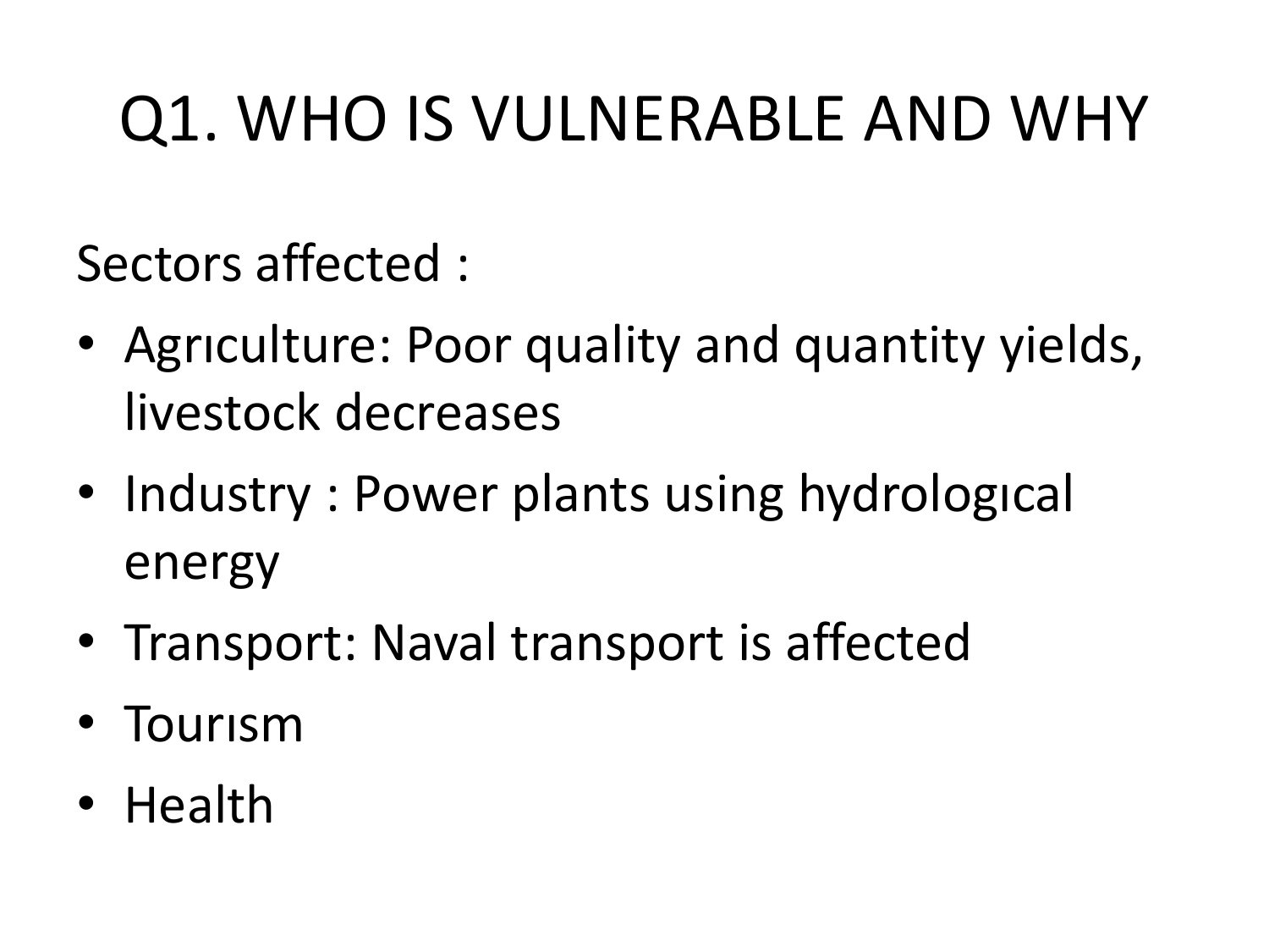# Q1. WHO IS VULNERABLE AND WHY

Sectors affected :

- Agrıculture: Poor quality and quantity yields, livestock decreases
- Industry : Power plants using hydrologıcal energy
- Transport: Naval transport is affected
- Tourısm
- Health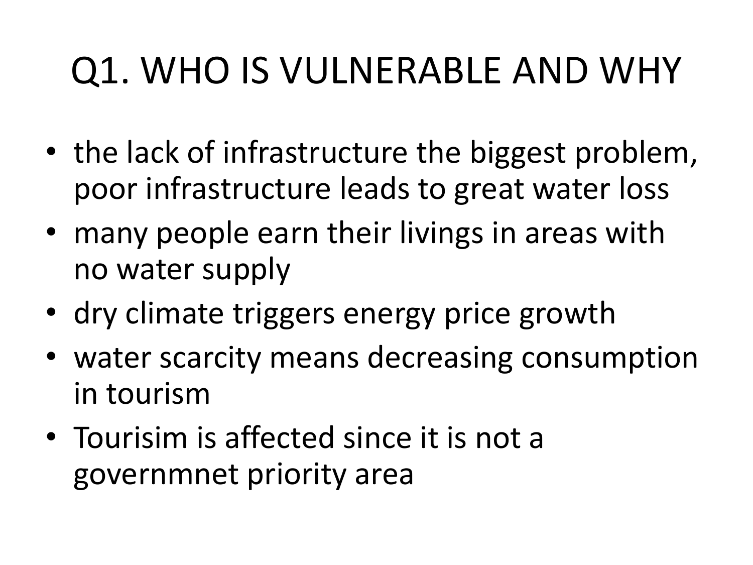# Q1. WHO IS VULNERABLE AND WHY

- the lack of infrastructure the biggest problem, poor infrastructure leads to great water loss
- many people earn their livings in areas with no water supply
- dry climate triggers energy price growth
- water scarcity means decreasing consumption in tourism
- Tourisim is affected since it is not a governmnet priority area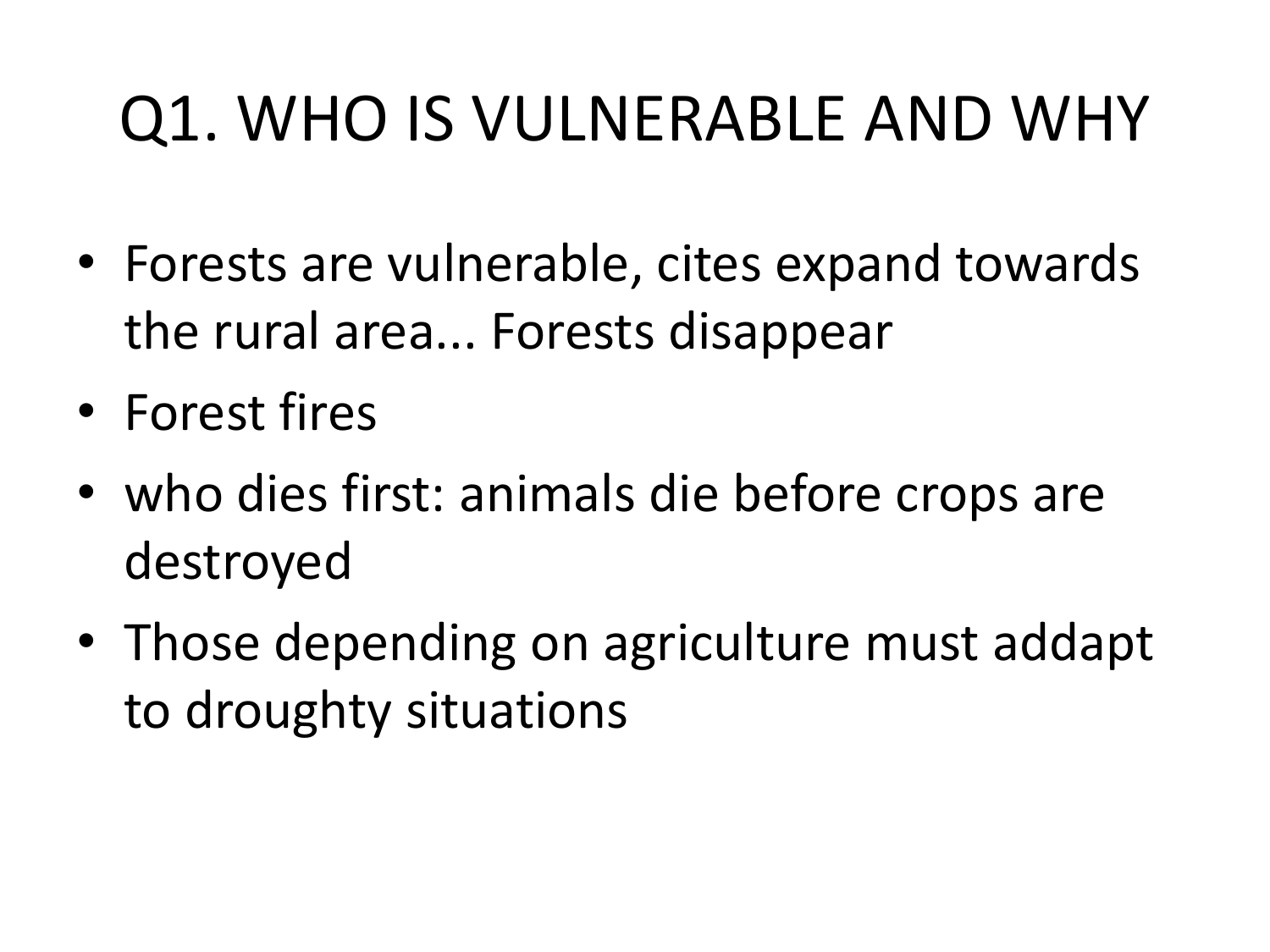# Q1. WHO IS VULNERABLE AND WHY

- Forests are vulnerable, cites expand towards the rural area... Forests disappear
- Forest fires
- who dies first: animals die before crops are destroyed
- Those depending on agriculture must addapt to droughty situations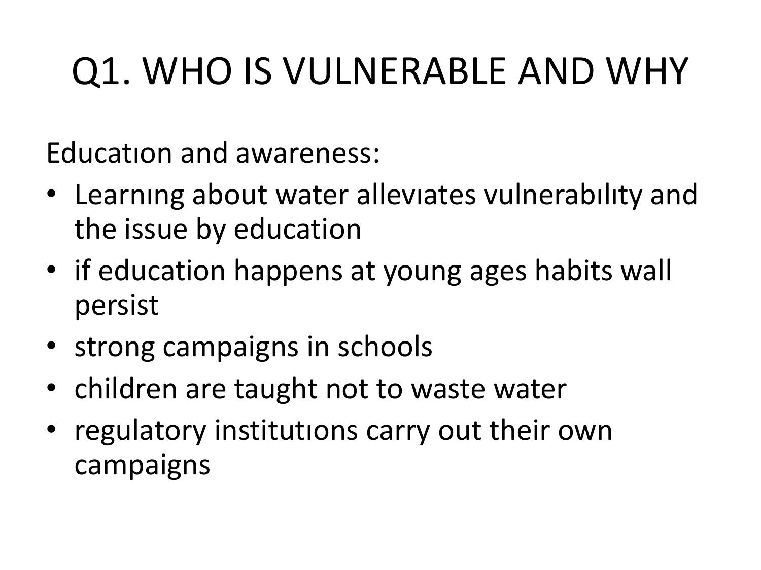# Q1. WHO IS VULNERABLE AND WHY

Educatıon and awareness:

- Learnıng about water allevıates vulnerabılıty and the issue by education
- if education happens at young ages habits wall persist
- strong campaigns in schools
- children are taught not to waste water
- regulatory institutıons carry out their own campaigns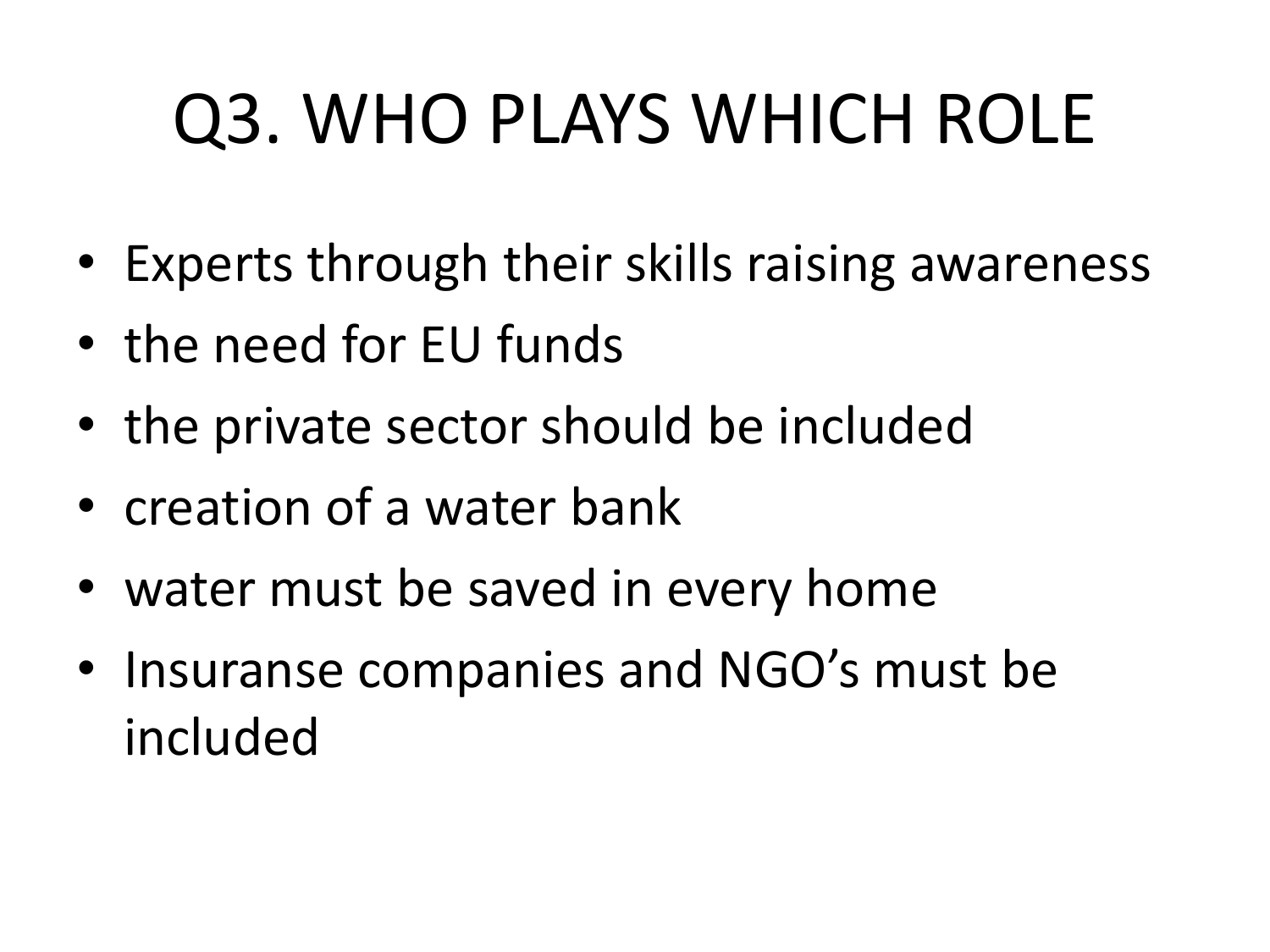# Q3. WHO PLAYS WHICH ROLE

- Experts through their skills raising awareness
- the need for EU funds
- the private sector should be included
- creation of a water bank
- water must be saved in every home
- Insuranse companies and NGO's must be included